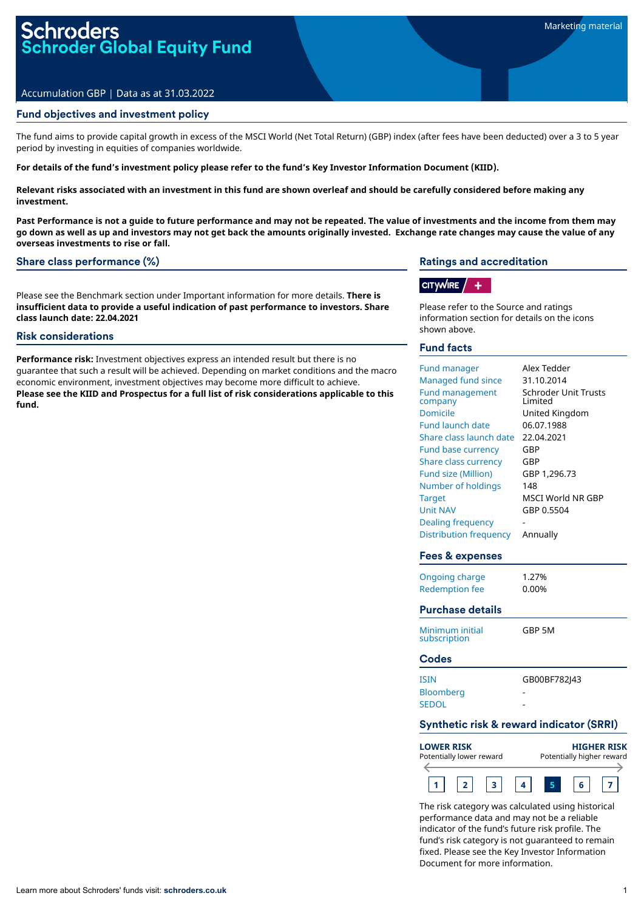Marketing material

# Schroders
# Schroder Global Equity Fund

Accumulation GBP | Data as at 31.03.2022

## Fund objectives and investment policy

The fund aims to provide capital growth in excess of the MSCI World (Net Total Return) (GBP) index (after fees have been deducted) over a 3 to 5 year period by investing in equities of companies worldwide.

**For details of the fund's investment policy please refer to the fund's Key Investor Information Document (KIID).**

**Relevant risks associated with an investment in this fund are shown overleaf and should be carefully considered before making any investment.**

**Past Performance is not a guide to future performance and may not be repeated. The value of investments and the income from them may go down as well as up and investors may not get back the amounts originally invested. Exchange rate changes may cause the value of any overseas investments to rise or fall.**

## Share class performance (%)

Please see the Benchmark section under Important information for more details. **There is insufficient data to provide a useful indication of past performance to investors. Share class launch date: 22.04.2021**

## Risk considerations

**Performance risk:** Investment objectives express an intended result but there is no guarantee that such a result will be achieved. Depending on market conditions and the macro economic environment, investment objectives may become more difficult to achieve.
**Please see the KIID and Prospectus for a full list of risk considerations applicable to this fund.**

## Ratings and accreditation

CITYWIRE +

Please refer to the Source and ratings information section for details on the icons shown above.

## Fund facts

| | |
|---|---|
| Fund manager | Alex Tedder |
| Managed fund since | 31.10.2014 |
| Fund management company | Schroder Unit Trusts Limited |
| Domicile | United Kingdom |
| Fund launch date | 06.07.1988 |
| Share class launch date | 22.04.2021 |
| Fund base currency | GBP |
| Share class currency | GBP |
| Fund size (Million) | GBP 1,296.73 |
| Number of holdings | 148 |
| Target | MSCI World NR GBP |
| Unit NAV | GBP 0.5504 |
| Dealing frequency | - |
| Distribution frequency | Annually |

## Fees & expenses

| | |
|---|---|
| Ongoing charge | 1.27% |
| Redemption fee | 0.00% |

## Purchase details

| | |
|---|---|
| Minimum initial subscription | GBP 5M |

## Codes

| | |
|---|---|
| ISIN | GB00BF782J43 |
| Bloomberg | - |
| SEDOL | - |

## Synthetic risk & reward indicator (SRRI)

**LOWER RISK** Potentially lower reward — **HIGHER RISK** Potentially higher reward

1 | 2 | 3 | 4 | **5** | 6 | 7

The risk category was calculated using historical performance data and may not be a reliable indicator of the fund's future risk profile. The fund's risk category is not guaranteed to remain fixed. Please see the Key Investor Information Document for more information.

Learn more about Schroders' funds visit: **schroders.co.uk**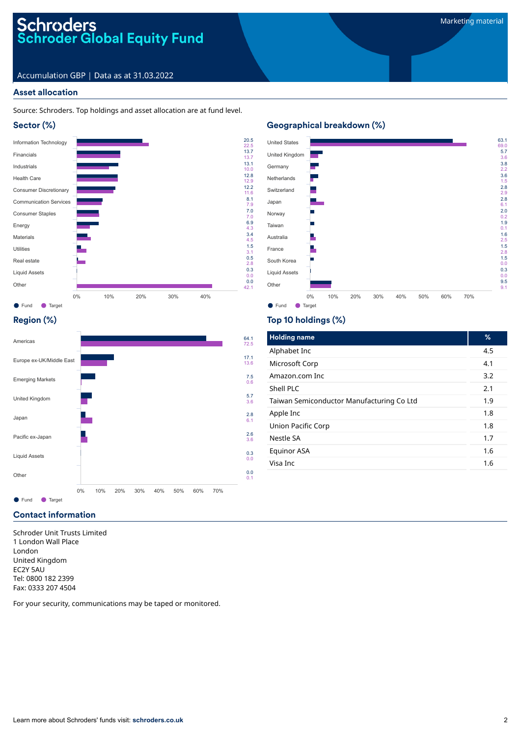# Schroders
## Schroder Global Equity Fund

Accumulation GBP | Data as at 31.03.2022

Marketing material

## Asset allocation

Source: Schroders. Top holdings and asset allocation are at fund level.

### Sector (%)

| Sector | Fund | Target |
|---|---|---|
| Information Technology | 20.5 | 22.5 |
| Financials | 13.7 | 13.7 |
| Industrials | 13.1 | 10.0 |
| Health Care | 12.8 | 12.9 |
| Consumer Discretionary | 12.2 | 11.6 |
| Communication Services | 8.1 | 7.9 |
| Consumer Staples | 7.0 | 7.0 |
| Energy | 6.9 | 4.3 |
| Materials | 3.4 | 4.5 |
| Utilities | 1.5 | 3.1 |
| Real estate | 0.5 | 2.8 |
| Liquid Assets | 0.3 | 0.0 |
| Other | 0.0 | 42.1 |

### Geographical breakdown (%)

| Country | Fund | Target |
|---|---|---|
| United States | 63.1 | 69.0 |
| United Kingdom | 5.7 | 3.6 |
| Germany | 3.8 | 2.2 |
| Netherlands | 3.6 | 1.5 |
| Switzerland | 2.8 | 2.9 |
| Japan | 2.8 | 6.1 |
| Norway | 2.0 | 0.2 |
| Taiwan | 1.9 | 0.1 |
| Australia | 1.6 | 2.5 |
| France | 1.5 | 2.8 |
| South Korea | 1.5 | 0.0 |
| Liquid Assets | 0.3 | 0.0 |
| Other | 9.5 | 9.1 |

### Region (%)

| Region | Fund | Target |
|---|---|---|
| Americas | 64.1 | 72.5 |
| Europe ex-UK/Middle East | 17.1 | 13.6 |
| Emerging Markets | 7.5 | 0.6 |
| United Kingdom | 5.7 | 3.6 |
| Japan | 2.8 | 6.1 |
| Pacific ex-Japan | 2.6 | 3.6 |
| Liquid Assets | 0.3 | 0.0 |
| Other | 0.0 | 0.1 |

### Top 10 holdings (%)

| Holding name | % |
|---|---|
| Alphabet Inc | 4.5 |
| Microsoft Corp | 4.1 |
| Amazon.com Inc | 3.2 |
| Shell PLC | 2.1 |
| Taiwan Semiconductor Manufacturing Co Ltd | 1.9 |
| Apple Inc | 1.8 |
| Union Pacific Corp | 1.8 |
| Nestle SA | 1.7 |
| Equinor ASA | 1.6 |
| Visa Inc | 1.6 |

## Contact information

Schroder Unit Trusts Limited
1 London Wall Place
London
United Kingdom
EC2Y 5AU
Tel: 0800 182 2399
Fax: 0333 207 4504

For your security, communications may be taped or monitored.

Learn more about Schroders' funds visit: **schroders.co.uk**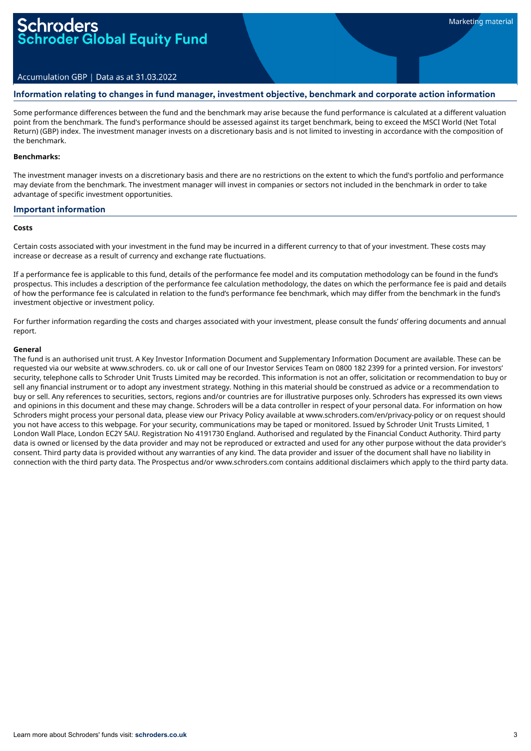# Schroders
## Schroder Global Equity Fund

Marketing material

Accumulation GBP | Data as at 31.03.2022

## Information relating to changes in fund manager, investment objective, benchmark and corporate action information

Some performance differences between the fund and the benchmark may arise because the fund performance is calculated at a different valuation point from the benchmark. The fund's performance should be assessed against its target benchmark, being to exceed the MSCI World (Net Total Return) (GBP) index. The investment manager invests on a discretionary basis and is not limited to investing in accordance with the composition of the benchmark.

**Benchmarks:**

The investment manager invests on a discretionary basis and there are no restrictions on the extent to which the fund's portfolio and performance may deviate from the benchmark. The investment manager will invest in companies or sectors not included in the benchmark in order to take advantage of specific investment opportunities.

## Important information

**Costs**

Certain costs associated with your investment in the fund may be incurred in a different currency to that of your investment. These costs may increase or decrease as a result of currency and exchange rate fluctuations.

If a performance fee is applicable to this fund, details of the performance fee model and its computation methodology can be found in the fund's prospectus. This includes a description of the performance fee calculation methodology, the dates on which the performance fee is paid and details of how the performance fee is calculated in relation to the fund's performance fee benchmark, which may differ from the benchmark in the fund's investment objective or investment policy.

For further information regarding the costs and charges associated with your investment, please consult the funds' offering documents and annual report.

**General**

The fund is an authorised unit trust. A Key Investor Information Document and Supplementary Information Document are available. These can be requested via our website at www.schroders. co. uk or call one of our Investor Services Team on 0800 182 2399 for a printed version. For investors' security, telephone calls to Schroder Unit Trusts Limited may be recorded. This information is not an offer, solicitation or recommendation to buy or sell any financial instrument or to adopt any investment strategy. Nothing in this material should be construed as advice or a recommendation to buy or sell. Any references to securities, sectors, regions and/or countries are for illustrative purposes only. Schroders has expressed its own views and opinions in this document and these may change. Schroders will be a data controller in respect of your personal data. For information on how Schroders might process your personal data, please view our Privacy Policy available at www.schroders.com/en/privacy-policy or on request should you not have access to this webpage. For your security, communications may be taped or monitored. Issued by Schroder Unit Trusts Limited, 1 London Wall Place, London EC2Y 5AU. Registration No 4191730 England. Authorised and regulated by the Financial Conduct Authority. Third party data is owned or licensed by the data provider and may not be reproduced or extracted and used for any other purpose without the data provider's consent. Third party data is provided without any warranties of any kind. The data provider and issuer of the document shall have no liability in connection with the third party data. The Prospectus and/or www.schroders.com contains additional disclaimers which apply to the third party data.